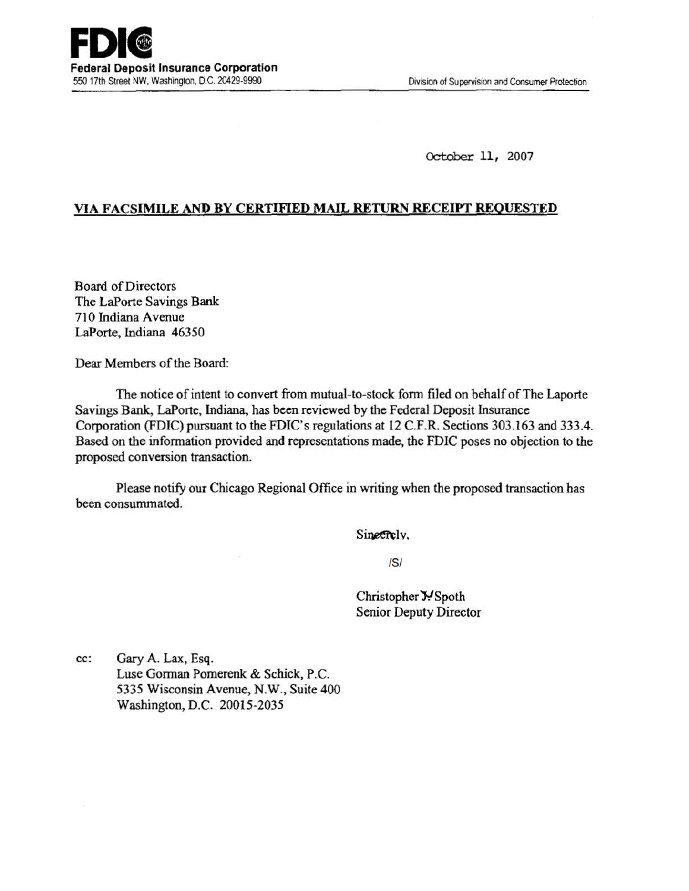**FDIC**
**Federal Deposit Insurance Corporation**
550 17th Street NW, Washington, D.C. 20429-9990

Division of Supervision and Consumer Protection

October 11, 2007

**VIA FACSIMILE AND BY CERTIFIED MAIL RETURN RECEIPT REQUESTED**

Board of Directors
The LaPorte Savings Bank
710 Indiana Avenue
LaPorte, Indiana 46350

Dear Members of the Board:

The notice of intent to convert from mutual-to-stock form filed on behalf of The Laporte Savings Bank, LaPorte, Indiana, has been reviewed by the Federal Deposit Insurance Corporation (FDIC) pursuant to the FDIC's regulations at 12 C.F.R. Sections 303.163 and 333.4. Based on the information provided and representations made, the FDIC poses no objection to the proposed conversion transaction.

Please notify our Chicago Regional Office in writing when the proposed transaction has been consummated.

Sincerely,

/S/

Christopher J. Spoth
Senior Deputy Director

cc: Gary A. Lax, Esq.
Luse Gorman Pomerenk & Schick, P.C.
5335 Wisconsin Avenue, N.W., Suite 400
Washington, D.C. 20015-2035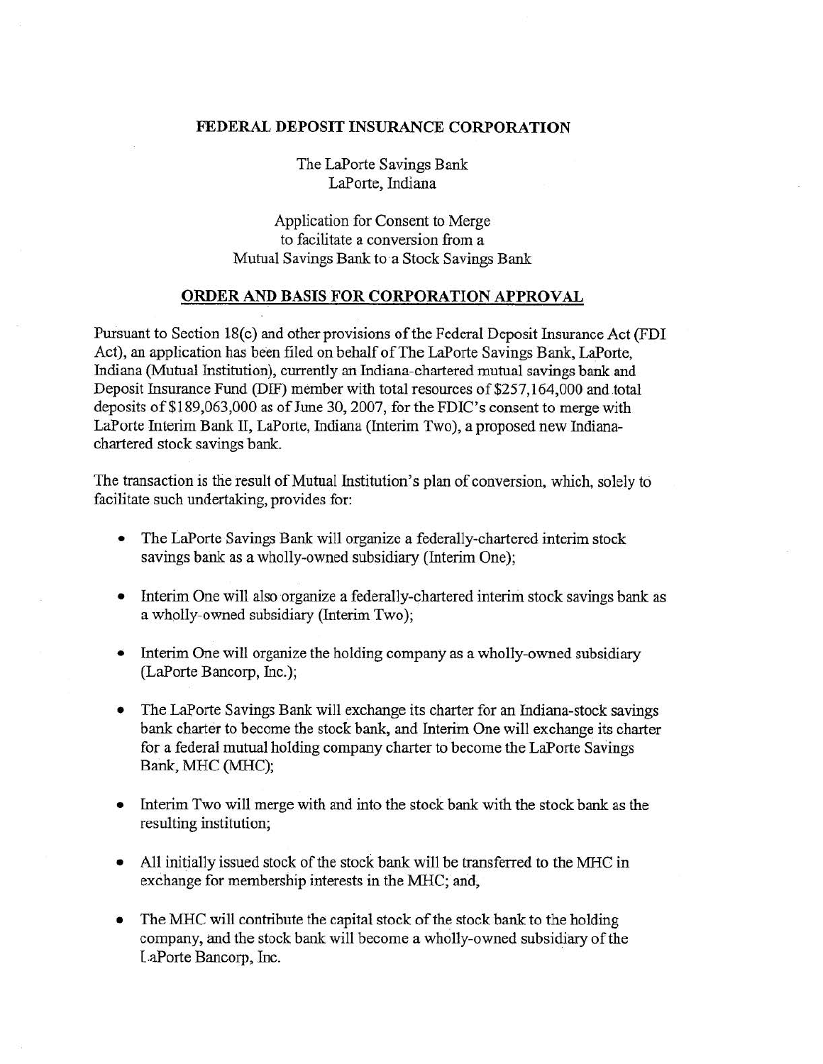**FEDERAL DEPOSIT INSURANCE CORPORATION**

The LaPorte Savings Bank
LaPorte, Indiana

Application for Consent to Merge
to facilitate a conversion from a
Mutual Savings Bank to a Stock Savings Bank

## ORDER AND BASIS FOR CORPORATION APPROVAL

Pursuant to Section 18(c) and other provisions of the Federal Deposit Insurance Act (FDI Act), an application has been filed on behalf of The LaPorte Savings Bank, LaPorte, Indiana (Mutual Institution), currently an Indiana-chartered mutual savings bank and Deposit Insurance Fund (DIF) member with total resources of $257,164,000 and total deposits of $189,063,000 as of June 30, 2007, for the FDIC's consent to merge with LaPorte Interim Bank II, LaPorte, Indiana (Interim Two), a proposed new Indiana-chartered stock savings bank.

The transaction is the result of Mutual Institution's plan of conversion, which, solely to facilitate such undertaking, provides for:

- The LaPorte Savings Bank will organize a federally-chartered interim stock savings bank as a wholly-owned subsidiary (Interim One);
- Interim One will also organize a federally-chartered interim stock savings bank as a wholly-owned subsidiary (Interim Two);
- Interim One will organize the holding company as a wholly-owned subsidiary (LaPorte Bancorp, Inc.);
- The LaPorte Savings Bank will exchange its charter for an Indiana-stock savings bank charter to become the stock bank, and Interim One will exchange its charter for a federal mutual holding company charter to become the LaPorte Savings Bank, MHC (MHC);
- Interim Two will merge with and into the stock bank with the stock bank as the resulting institution;
- All initially issued stock of the stock bank will be transferred to the MHC in exchange for membership interests in the MHC; and,
- The MHC will contribute the capital stock of the stock bank to the holding company, and the stock bank will become a wholly-owned subsidiary of the LaPorte Bancorp, Inc.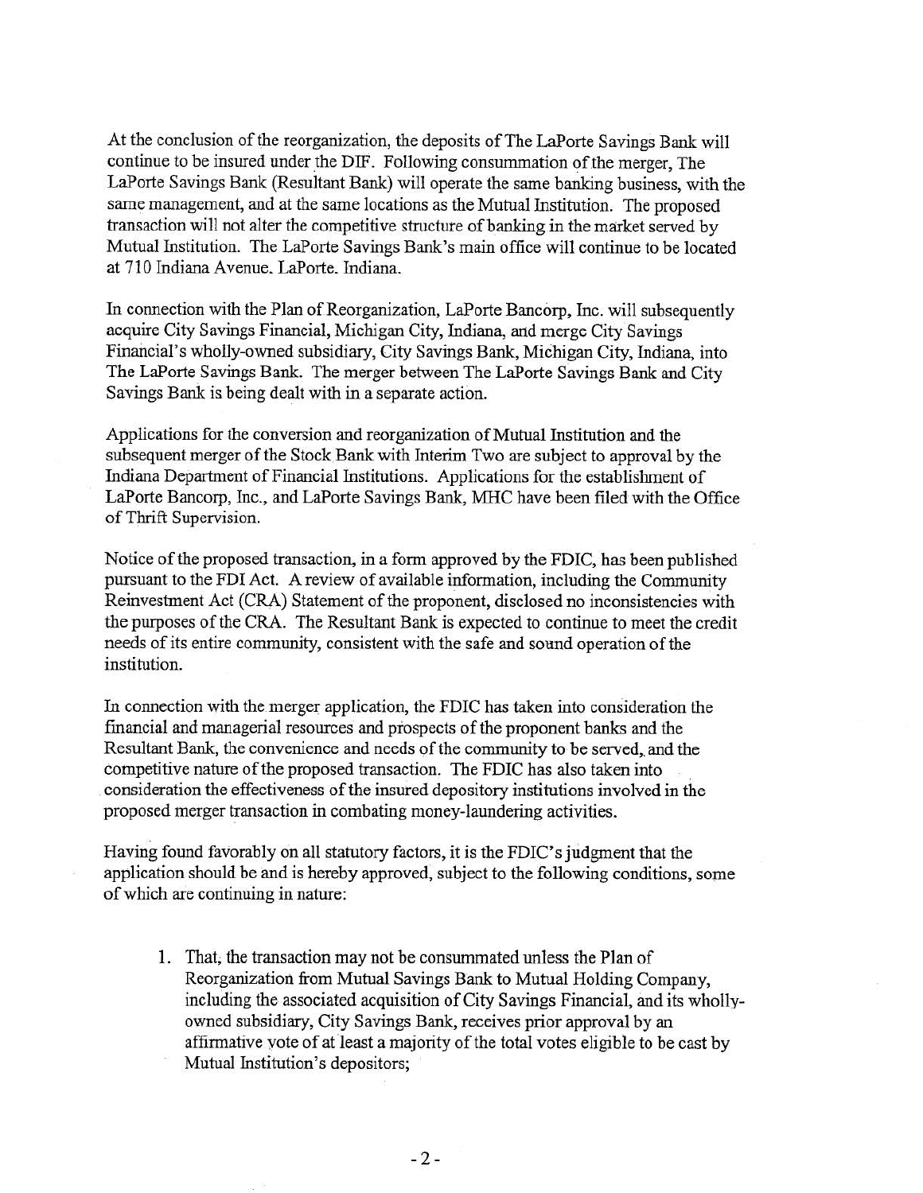At the conclusion of the reorganization, the deposits of The LaPorte Savings Bank will continue to be insured under the DIF. Following consummation of the merger, The LaPorte Savings Bank (Resultant Bank) will operate the same banking business, with the same management, and at the same locations as the Mutual Institution. The proposed transaction will not alter the competitive structure of banking in the market served by Mutual Institution. The LaPorte Savings Bank's main office will continue to be located at 710 Indiana Avenue, LaPorte, Indiana.

In connection with the Plan of Reorganization, LaPorte Bancorp, Inc. will subsequently acquire City Savings Financial, Michigan City, Indiana, and merge City Savings Financial's wholly-owned subsidiary, City Savings Bank, Michigan City, Indiana, into The LaPorte Savings Bank. The merger between The LaPorte Savings Bank and City Savings Bank is being dealt with in a separate action.

Applications for the conversion and reorganization of Mutual Institution and the subsequent merger of the Stock Bank with Interim Two are subject to approval by the Indiana Department of Financial Institutions. Applications for the establishment of LaPorte Bancorp, Inc., and LaPorte Savings Bank, MHC have been filed with the Office of Thrift Supervision.

Notice of the proposed transaction, in a form approved by the FDIC, has been published pursuant to the FDI Act. A review of available information, including the Community Reinvestment Act (CRA) Statement of the proponent, disclosed no inconsistencies with the purposes of the CRA. The Resultant Bank is expected to continue to meet the credit needs of its entire community, consistent with the safe and sound operation of the institution.

In connection with the merger application, the FDIC has taken into consideration the financial and managerial resources and prospects of the proponent banks and the Resultant Bank, the convenience and needs of the community to be served, and the competitive nature of the proposed transaction. The FDIC has also taken into consideration the effectiveness of the insured depository institutions involved in the proposed merger transaction in combating money-laundering activities.

Having found favorably on all statutory factors, it is the FDIC's judgment that the application should be and is hereby approved, subject to the following conditions, some of which are continuing in nature:

1. That, the transaction may not be consummated unless the Plan of Reorganization from Mutual Savings Bank to Mutual Holding Company, including the associated acquisition of City Savings Financial, and its wholly-owned subsidiary, City Savings Bank, receives prior approval by an affirmative vote of at least a majority of the total votes eligible to be cast by Mutual Institution's depositors;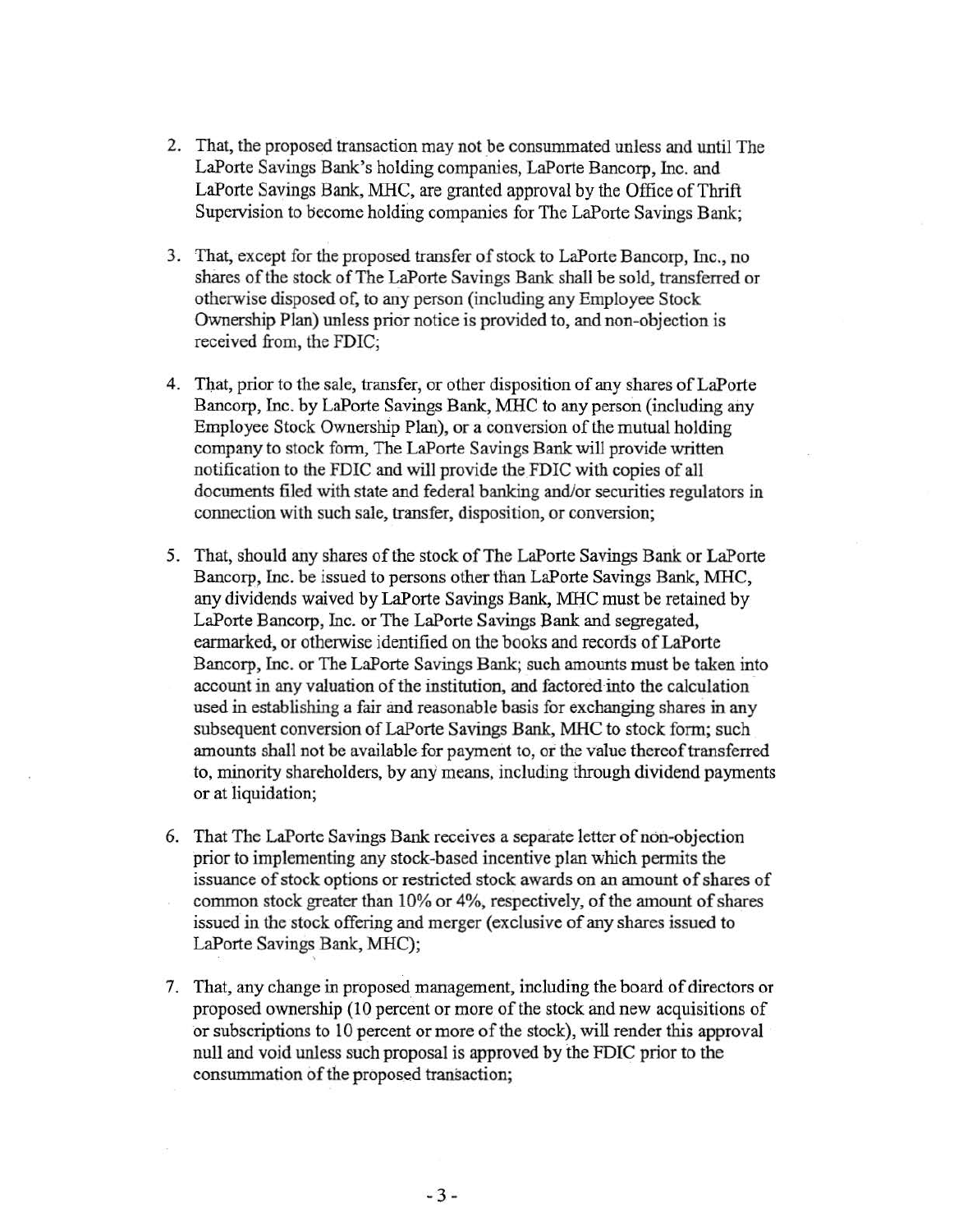2. That, the proposed transaction may not be consummated unless and until The LaPorte Savings Bank's holding companies, LaPorte Bancorp, Inc. and LaPorte Savings Bank, MHC, are granted approval by the Office of Thrift Supervision to become holding companies for The LaPorte Savings Bank;

3. That, except for the proposed transfer of stock to LaPorte Bancorp, Inc., no shares of the stock of The LaPorte Savings Bank shall be sold, transferred or otherwise disposed of, to any person (including any Employee Stock Ownership Plan) unless prior notice is provided to, and non-objection is received from, the FDIC;

4. That, prior to the sale, transfer, or other disposition of any shares of LaPorte Bancorp, Inc. by LaPorte Savings Bank, MHC to any person (including any Employee Stock Ownership Plan), or a conversion of the mutual holding company to stock form, The LaPorte Savings Bank will provide written notification to the FDIC and will provide the FDIC with copies of all documents filed with state and federal banking and/or securities regulators in connection with such sale, transfer, disposition, or conversion;

5. That, should any shares of the stock of The LaPorte Savings Bank or LaPorte Bancorp, Inc. be issued to persons other than LaPorte Savings Bank, MHC, any dividends waived by LaPorte Savings Bank, MHC must be retained by LaPorte Bancorp, Inc. or The LaPorte Savings Bank and segregated, earmarked, or otherwise identified on the books and records of LaPorte Bancorp, Inc. or The LaPorte Savings Bank; such amounts must be taken into account in any valuation of the institution, and factored into the calculation used in establishing a fair and reasonable basis for exchanging shares in any subsequent conversion of LaPorte Savings Bank, MHC to stock form; such amounts shall not be available for payment to, or the value thereof transferred to, minority shareholders, by any means, including through dividend payments or at liquidation;

6. That The LaPorte Savings Bank receives a separate letter of non-objection prior to implementing any stock-based incentive plan which permits the issuance of stock options or restricted stock awards on an amount of shares of common stock greater than 10% or 4%, respectively, of the amount of shares issued in the stock offering and merger (exclusive of any shares issued to LaPorte Savings Bank, MHC);

7. That, any change in proposed management, including the board of directors or proposed ownership (10 percent or more of the stock and new acquisitions of or subscriptions to 10 percent or more of the stock), will render this approval null and void unless such proposal is approved by the FDIC prior to the consummation of the proposed transaction;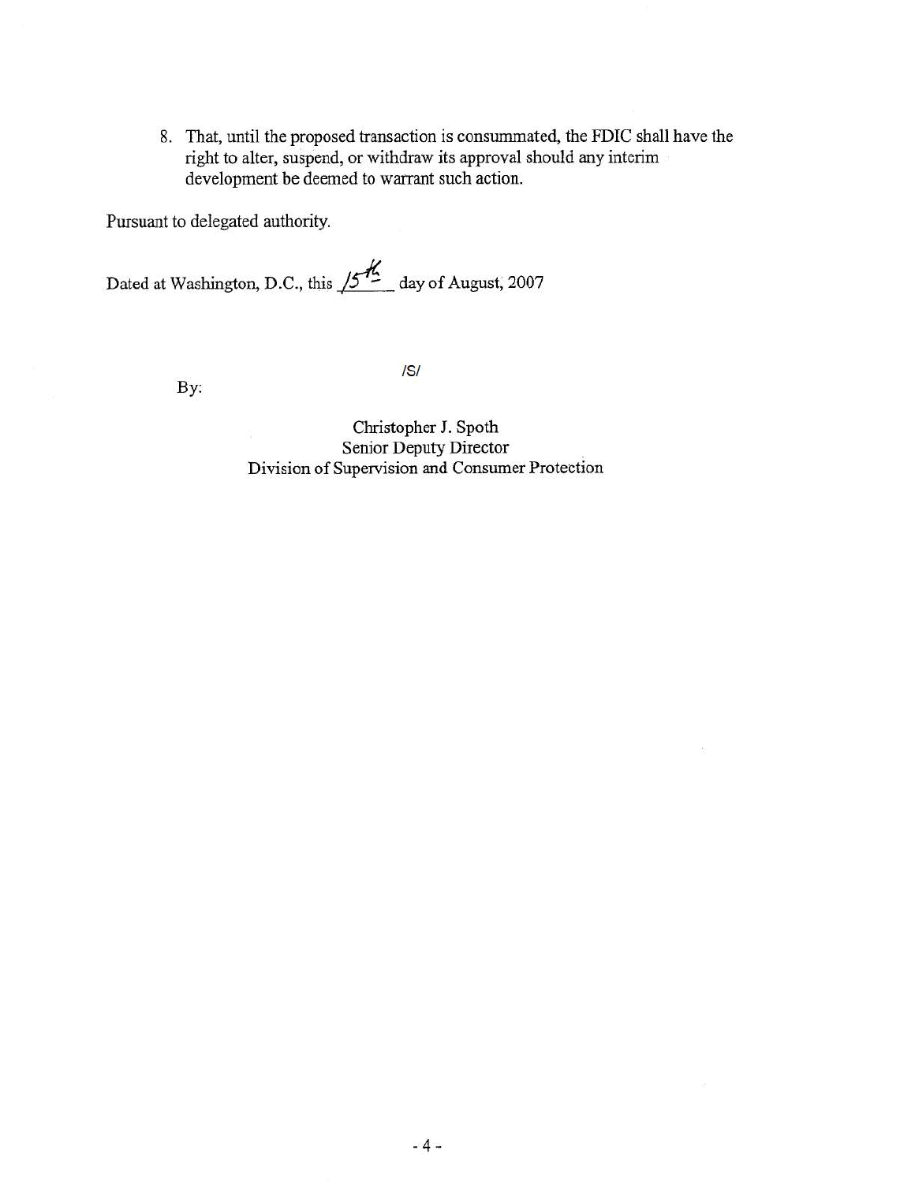8. That, until the proposed transaction is consummated, the FDIC shall have the right to alter, suspend, or withdraw its approval should any interim development be deemed to warrant such action.

Pursuant to delegated authority.

Dated at Washington, D.C., this 15th day of August, 2007

By: /S/

Christopher J. Spoth
Senior Deputy Director
Division of Supervision and Consumer Protection